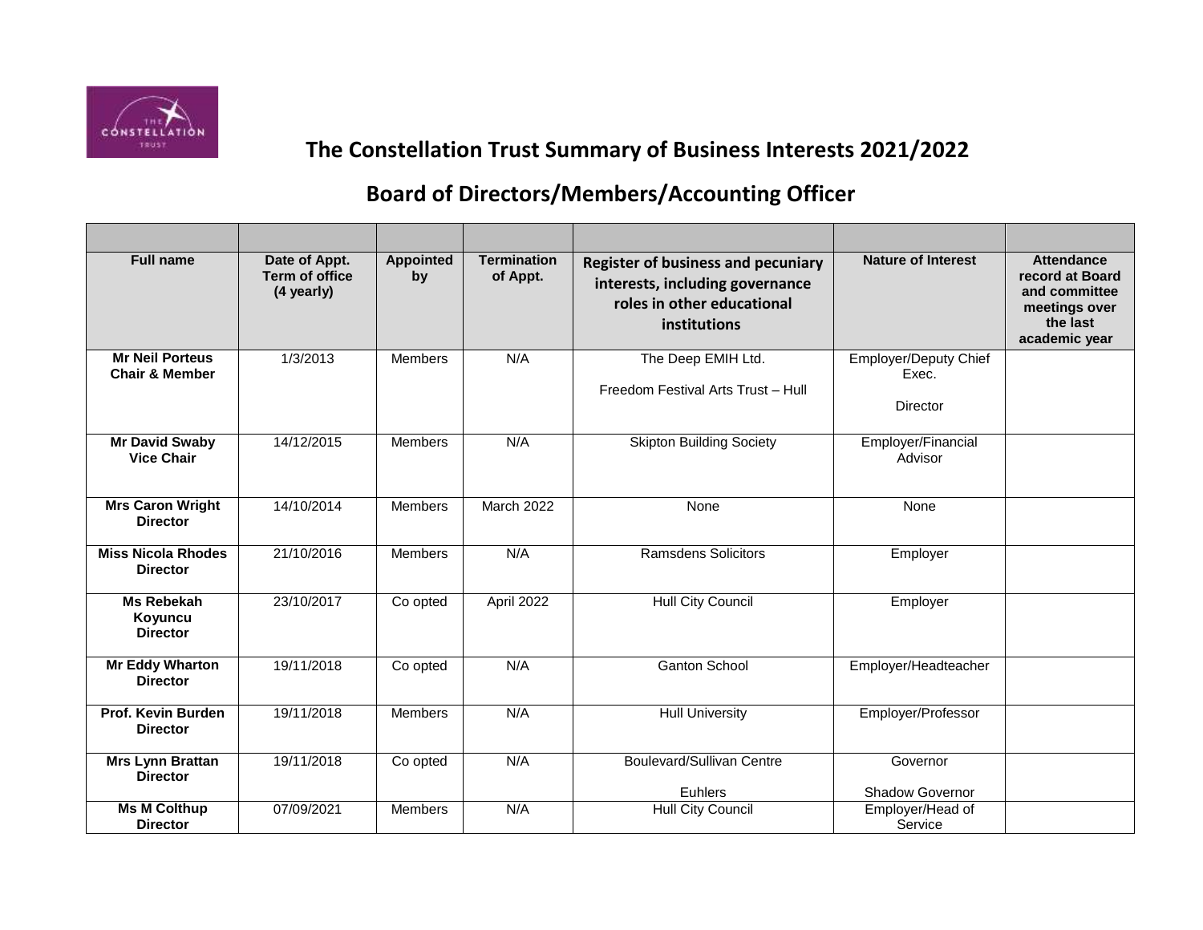# The Constellation Trust Summary of Business Interests 2021/2022

## Board of Directors/Members/Accounting Officer

| Full name | Date of Appt. Term of office (4 yearly) | Appointed by | Termination of Appt. | Register of business and pecuniary interests, including governance roles in other educational institutions | Nature of Interest | Attendance record at Board and committee meetings over the last academic year |
|---|---|---|---|---|---|---|
| **Mr Neil Porteus Chair & Member** | 1/3/2013 | Members | N/A | The Deep EMIH Ltd.<br><br>Freedom Festival Arts Trust – Hull | Employer/Deputy Chief Exec.<br><br>Director | |
| **Mr David Swaby Vice Chair** | 14/12/2015 | Members | N/A | Skipton Building Society | Employer/Financial Advisor | |
| **Mrs Caron Wright Director** | 14/10/2014 | Members | March 2022 | None | None | |
| **Miss Nicola Rhodes Director** | 21/10/2016 | Members | N/A | Ramsdens Solicitors | Employer | |
| **Ms Rebekah Koyuncu Director** | 23/10/2017 | Co opted | April 2022 | Hull City Council | Employer | |
| **Mr Eddy Wharton Director** | 19/11/2018 | Co opted | N/A | Ganton School | Employer/Headteacher | |
| **Prof. Kevin Burden Director** | 19/11/2018 | Members | N/A | Hull University | Employer/Professor | |
| **Mrs Lynn Brattan Director** | 19/11/2018 | Co opted | N/A | Boulevard/Sullivan Centre<br><br>Euhlers | Governor<br><br>Shadow Governor | |
| **Ms M Colthup Director** | 07/09/2021 | Members | N/A | Hull City Council | Employer/Head of Service | |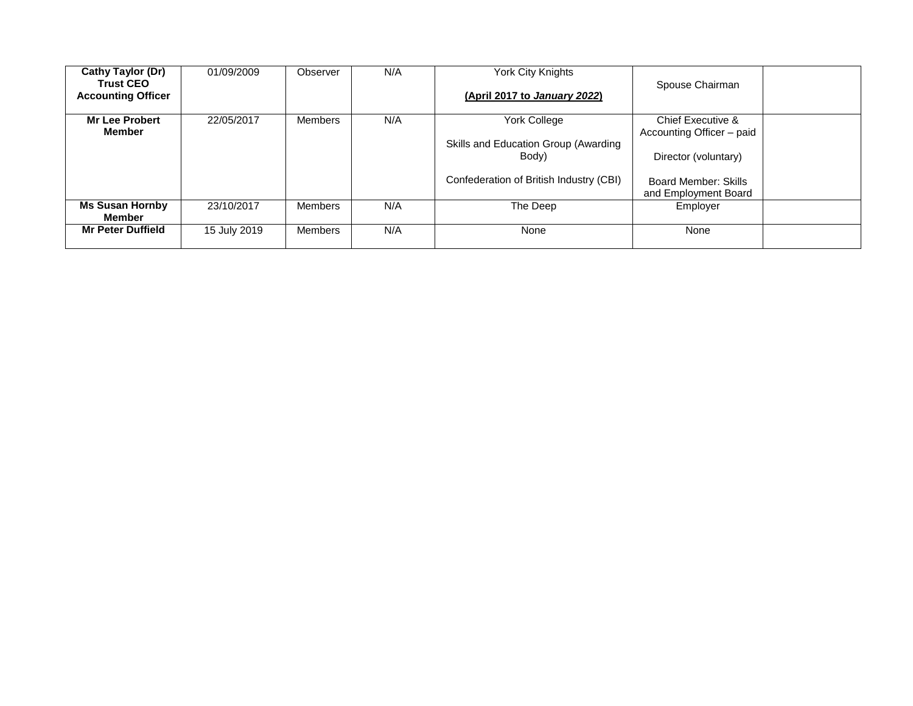| | | | | | | |
|---|---|---|---|---|---|---|
| **Cathy Taylor (Dr) Trust CEO Accounting Officer** | 01/09/2009 | Observer | N/A | York City Knights<br><br>**(April 2017 to *January 2022*)** | Spouse Chairman | |
| **Mr Lee Probert Member** | 22/05/2017 | Members | N/A | York College<br><br>Skills and Education Group (Awarding Body)<br><br>Confederation of British Industry (CBI) | Chief Executive & Accounting Officer – paid<br><br>Director (voluntary)<br><br>Board Member: Skills and Employment Board | |
| **Ms Susan Hornby Member** | 23/10/2017 | Members | N/A | The Deep | Employer | |
| **Mr Peter Duffield** | 15 July 2019 | Members | N/A | None | None | |